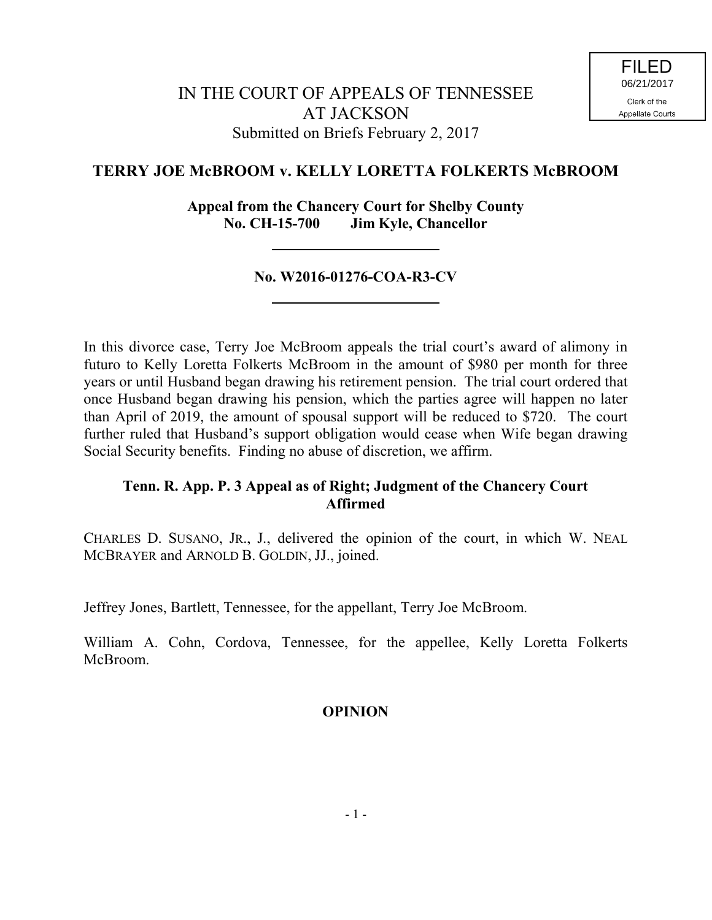FILED
06/21/2017
Clerk of the
Appellate Courts

# IN THE COURT OF APPEALS OF TENNESSEE
# AT JACKSON

Submitted on Briefs February 2, 2017

## TERRY JOE McBROOM v. KELLY LORETTA FOLKERTS McBROOM

**Appeal from the Chancery Court for Shelby County**
**No. CH-15-700 Jim Kyle, Chancellor**

---

**No. W2016-01276-COA-R3-CV**

---

In this divorce case, Terry Joe McBroom appeals the trial court's award of alimony in futuro to Kelly Loretta Folkerts McBroom in the amount of $980 per month for three years or until Husband began drawing his retirement pension. The trial court ordered that once Husband began drawing his pension, which the parties agree will happen no later than April of 2019, the amount of spousal support will be reduced to $720. The court further ruled that Husband's support obligation would cease when Wife began drawing Social Security benefits. Finding no abuse of discretion, we affirm.

**Tenn. R. App. P. 3 Appeal as of Right; Judgment of the Chancery Court Affirmed**

CHARLES D. SUSANO, JR., J., delivered the opinion of the court, in which W. NEAL MCBRAYER and ARNOLD B. GOLDIN, JJ., joined.

Jeffrey Jones, Bartlett, Tennessee, for the appellant, Terry Joe McBroom.

William A. Cohn, Cordova, Tennessee, for the appellee, Kelly Loretta Folkerts McBroom.

## OPINION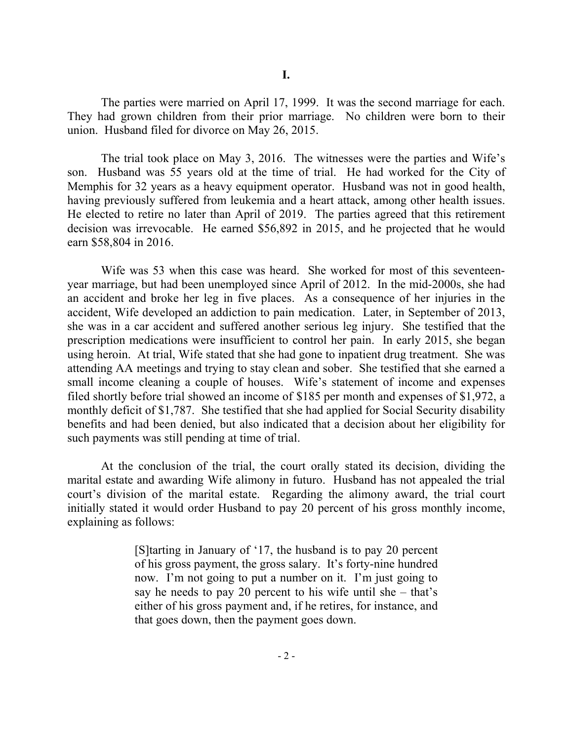# I.

The parties were married on April 17, 1999. It was the second marriage for each. They had grown children from their prior marriage. No children were born to their union. Husband filed for divorce on May 26, 2015.

The trial took place on May 3, 2016. The witnesses were the parties and Wife's son. Husband was 55 years old at the time of trial. He had worked for the City of Memphis for 32 years as a heavy equipment operator. Husband was not in good health, having previously suffered from leukemia and a heart attack, among other health issues. He elected to retire no later than April of 2019. The parties agreed that this retirement decision was irrevocable. He earned $56,892 in 2015, and he projected that he would earn $58,804 in 2016.

Wife was 53 when this case was heard. She worked for most of this seventeen-year marriage, but had been unemployed since April of 2012. In the mid-2000s, she had an accident and broke her leg in five places. As a consequence of her injuries in the accident, Wife developed an addiction to pain medication. Later, in September of 2013, she was in a car accident and suffered another serious leg injury. She testified that the prescription medications were insufficient to control her pain. In early 2015, she began using heroin. At trial, Wife stated that she had gone to inpatient drug treatment. She was attending AA meetings and trying to stay clean and sober. She testified that she earned a small income cleaning a couple of houses. Wife's statement of income and expenses filed shortly before trial showed an income of $185 per month and expenses of $1,972, a monthly deficit of $1,787. She testified that she had applied for Social Security disability benefits and had been denied, but also indicated that a decision about her eligibility for such payments was still pending at time of trial.

At the conclusion of the trial, the court orally stated its decision, dividing the marital estate and awarding Wife alimony in futuro. Husband has not appealed the trial court's division of the marital estate. Regarding the alimony award, the trial court initially stated it would order Husband to pay 20 percent of his gross monthly income, explaining as follows:

> [S]tarting in January of '17, the husband is to pay 20 percent of his gross payment, the gross salary. It's forty-nine hundred now. I'm not going to put a number on it. I'm just going to say he needs to pay 20 percent to his wife until she – that's either of his gross payment and, if he retires, for instance, and that goes down, then the payment goes down.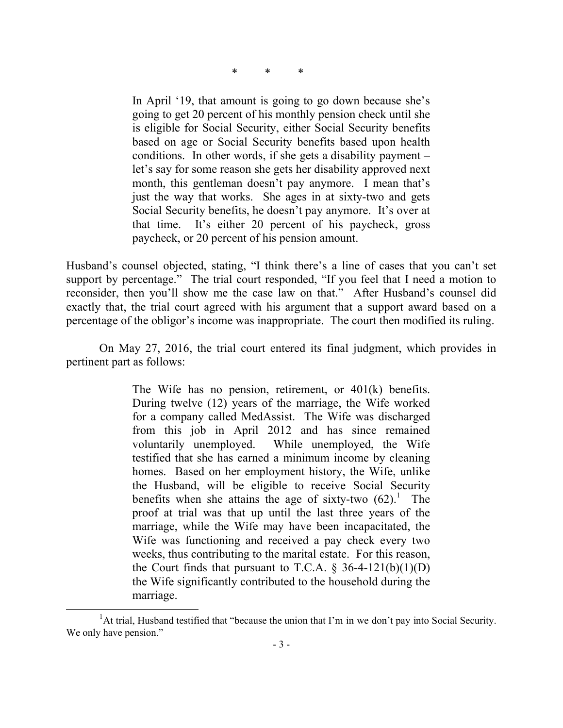\* \* \*

> In April '19, that amount is going to go down because she's going to get 20 percent of his monthly pension check until she is eligible for Social Security, either Social Security benefits based on age or Social Security benefits based upon health conditions. In other words, if she gets a disability payment – let's say for some reason she gets her disability approved next month, this gentleman doesn't pay anymore. I mean that's just the way that works. She ages in at sixty-two and gets Social Security benefits, he doesn't pay anymore. It's over at that time. It's either 20 percent of his paycheck, gross paycheck, or 20 percent of his pension amount.

Husband's counsel objected, stating, "I think there's a line of cases that you can't set support by percentage." The trial court responded, "If you feel that I need a motion to reconsider, then you'll show me the case law on that." After Husband's counsel did exactly that, the trial court agreed with his argument that a support award based on a percentage of the obligor's income was inappropriate. The court then modified its ruling.

On May 27, 2016, the trial court entered its final judgment, which provides in pertinent part as follows:

> The Wife has no pension, retirement, or 401(k) benefits. During twelve (12) years of the marriage, the Wife worked for a company called MedAssist. The Wife was discharged from this job in April 2012 and has since remained voluntarily unemployed. While unemployed, the Wife testified that she has earned a minimum income by cleaning homes. Based on her employment history, the Wife, unlike the Husband, will be eligible to receive Social Security benefits when she attains the age of sixty-two (62).[1] The proof at trial was that up until the last three years of the marriage, while the Wife may have been incapacitated, the Wife was functioning and received a pay check every two weeks, thus contributing to the marital estate. For this reason, the Court finds that pursuant to T.C.A. § 36-4-121(b)(1)(D) the Wife significantly contributed to the household during the marriage.

[1] At trial, Husband testified that "because the union that I'm in we don't pay into Social Security. We only have pension."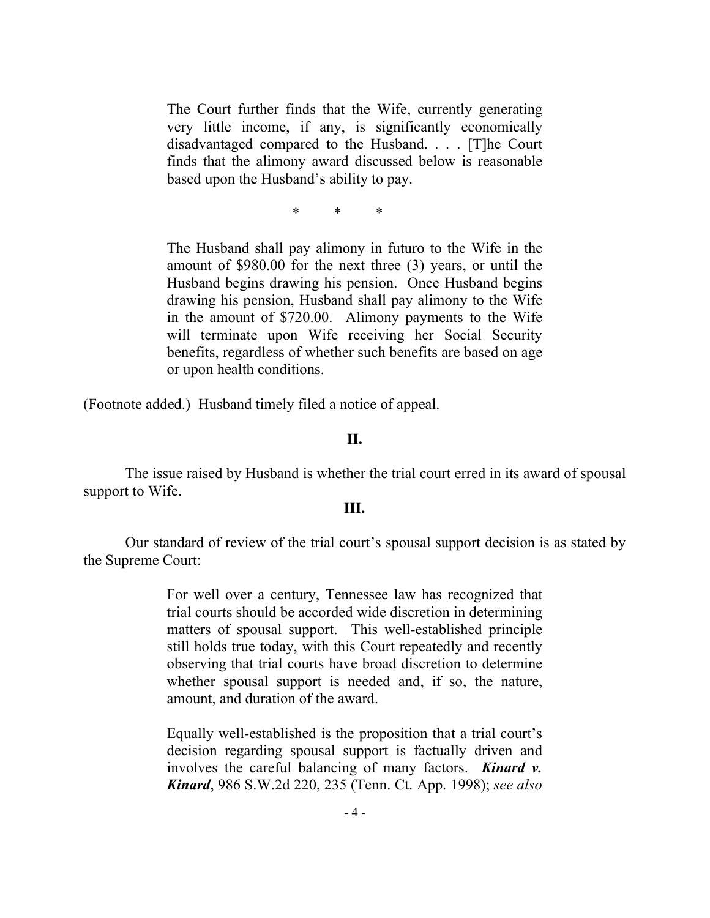> The Court further finds that the Wife, currently generating very little income, if any, is significantly economically disadvantaged compared to the Husband. . . . [T]he Court finds that the alimony award discussed below is reasonable based upon the Husband's ability to pay.
>
> \* \* \*
>
> The Husband shall pay alimony in futuro to the Wife in the amount of $980.00 for the next three (3) years, or until the Husband begins drawing his pension. Once Husband begins drawing his pension, Husband shall pay alimony to the Wife in the amount of $720.00. Alimony payments to the Wife will terminate upon Wife receiving her Social Security benefits, regardless of whether such benefits are based on age or upon health conditions.

(Footnote added.) Husband timely filed a notice of appeal.

## II.

The issue raised by Husband is whether the trial court erred in its award of spousal support to Wife.

## III.

Our standard of review of the trial court's spousal support decision is as stated by the Supreme Court:

> For well over a century, Tennessee law has recognized that trial courts should be accorded wide discretion in determining matters of spousal support. This well-established principle still holds true today, with this Court repeatedly and recently observing that trial courts have broad discretion to determine whether spousal support is needed and, if so, the nature, amount, and duration of the award.
>
> Equally well-established is the proposition that a trial court's decision regarding spousal support is factually driven and involves the careful balancing of many factors. ***Kinard v. Kinard***, 986 S.W.2d 220, 235 (Tenn. Ct. App. 1998); *see also*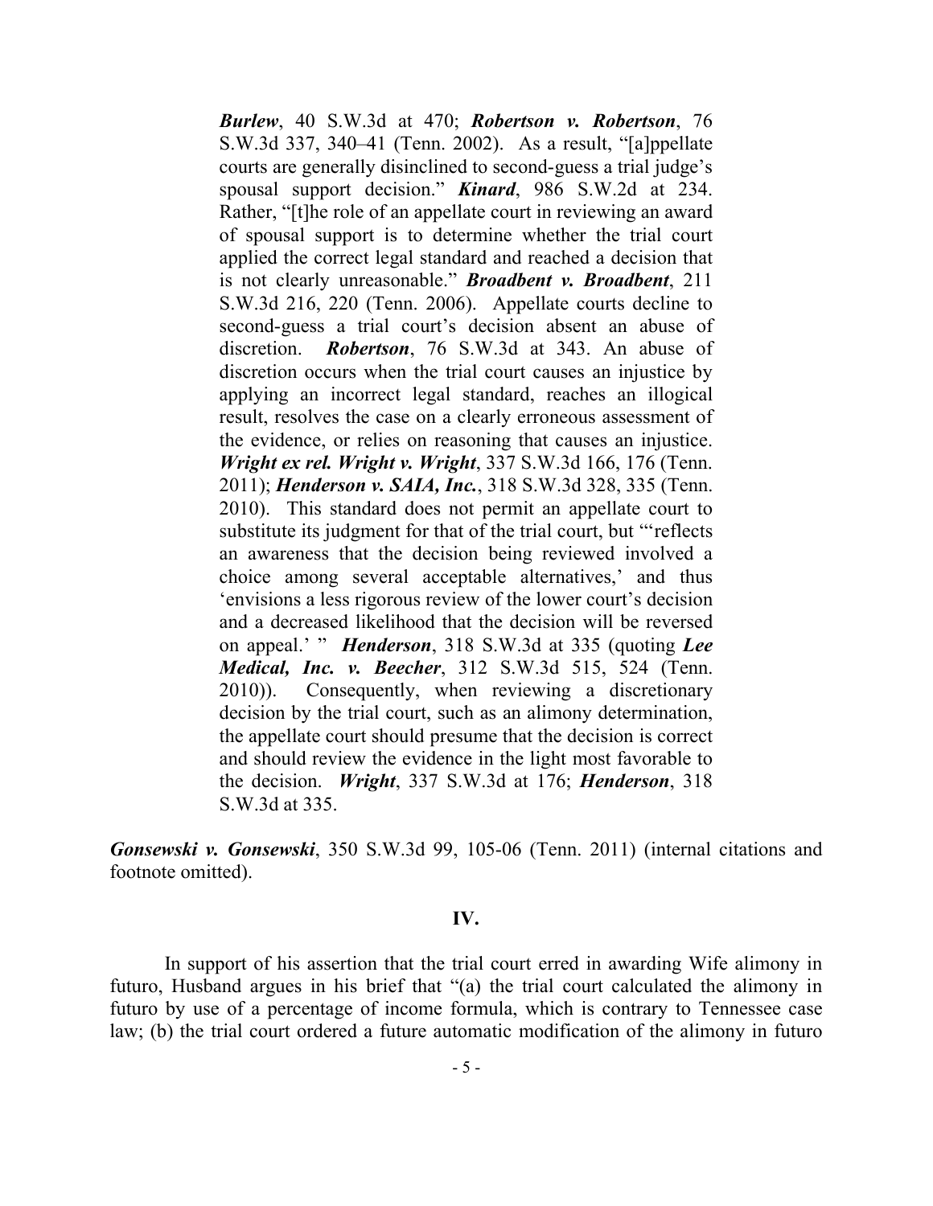> ***Burlew***, 40 S.W.3d at 470; ***Robertson v. Robertson***, 76 S.W.3d 337, 340–41 (Tenn. 2002). As a result, "[a]ppellate courts are generally disinclined to second-guess a trial judge's spousal support decision." ***Kinard***, 986 S.W.2d at 234. Rather, "[t]he role of an appellate court in reviewing an award of spousal support is to determine whether the trial court applied the correct legal standard and reached a decision that is not clearly unreasonable." ***Broadbent v. Broadbent***, 211 S.W.3d 216, 220 (Tenn. 2006). Appellate courts decline to second-guess a trial court's decision absent an abuse of discretion. ***Robertson***, 76 S.W.3d at 343. An abuse of discretion occurs when the trial court causes an injustice by applying an incorrect legal standard, reaches an illogical result, resolves the case on a clearly erroneous assessment of the evidence, or relies on reasoning that causes an injustice. ***Wright ex rel. Wright v. Wright***, 337 S.W.3d 166, 176 (Tenn. 2011); ***Henderson v. SAIA, Inc.***, 318 S.W.3d 328, 335 (Tenn. 2010). This standard does not permit an appellate court to substitute its judgment for that of the trial court, but "'reflects an awareness that the decision being reviewed involved a choice among several acceptable alternatives,' and thus 'envisions a less rigorous review of the lower court's decision and a decreased likelihood that the decision will be reversed on appeal.' " ***Henderson***, 318 S.W.3d at 335 (quoting ***Lee Medical, Inc. v. Beecher***, 312 S.W.3d 515, 524 (Tenn. 2010)). Consequently, when reviewing a discretionary decision by the trial court, such as an alimony determination, the appellate court should presume that the decision is correct and should review the evidence in the light most favorable to the decision. ***Wright***, 337 S.W.3d at 176; ***Henderson***, 318 S.W.3d at 335.

***Gonsewski v. Gonsewski***, 350 S.W.3d 99, 105-06 (Tenn. 2011) (internal citations and footnote omitted).

## IV.

In support of his assertion that the trial court erred in awarding Wife alimony in futuro, Husband argues in his brief that "(a) the trial court calculated the alimony in futuro by use of a percentage of income formula, which is contrary to Tennessee case law; (b) the trial court ordered a future automatic modification of the alimony in futuro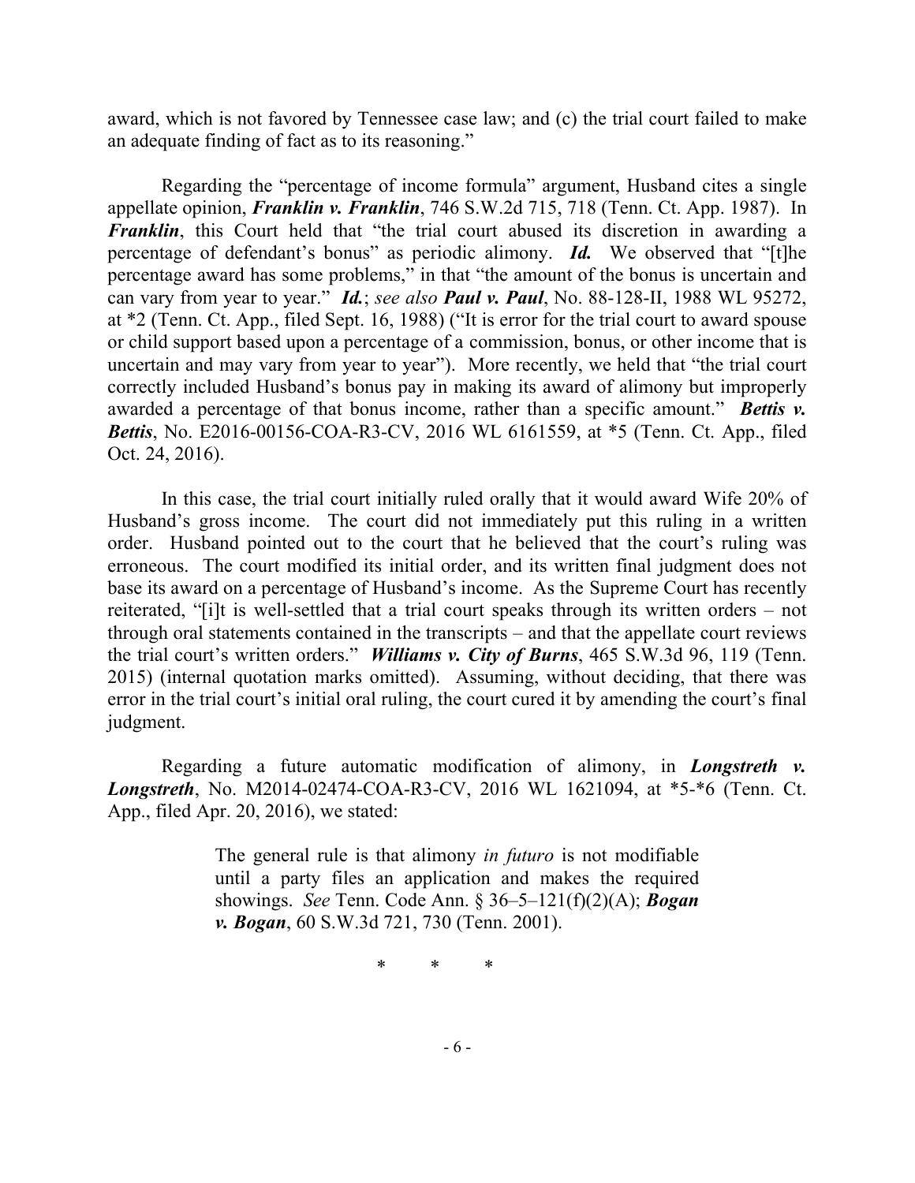award, which is not favored by Tennessee case law; and (c) the trial court failed to make an adequate finding of fact as to its reasoning."

Regarding the "percentage of income formula" argument, Husband cites a single appellate opinion, ***Franklin v. Franklin***, 746 S.W.2d 715, 718 (Tenn. Ct. App. 1987). In ***Franklin***, this Court held that "the trial court abused its discretion in awarding a percentage of defendant's bonus" as periodic alimony. ***Id.*** We observed that "[t]he percentage award has some problems," in that "the amount of the bonus is uncertain and can vary from year to year." ***Id.***; *see also* ***Paul v. Paul***, No. 88-128-II, 1988 WL 95272, at *2 (Tenn. Ct. App., filed Sept. 16, 1988) ("It is error for the trial court to award spouse or child support based upon a percentage of a commission, bonus, or other income that is uncertain and may vary from year to year"). More recently, we held that "the trial court correctly included Husband's bonus pay in making its award of alimony but improperly awarded a percentage of that bonus income, rather than a specific amount." ***Bettis v. Bettis***, No. E2016-00156-COA-R3-CV, 2016 WL 6161559, at *5 (Tenn. Ct. App., filed Oct. 24, 2016).

In this case, the trial court initially ruled orally that it would award Wife 20% of Husband's gross income. The court did not immediately put this ruling in a written order. Husband pointed out to the court that he believed that the court's ruling was erroneous. The court modified its initial order, and its written final judgment does not base its award on a percentage of Husband's income. As the Supreme Court has recently reiterated, "[i]t is well-settled that a trial court speaks through its written orders – not through oral statements contained in the transcripts – and that the appellate court reviews the trial court's written orders." ***Williams v. City of Burns***, 465 S.W.3d 96, 119 (Tenn. 2015) (internal quotation marks omitted). Assuming, without deciding, that there was error in the trial court's initial oral ruling, the court cured it by amending the court's final judgment.

Regarding a future automatic modification of alimony, in ***Longstreth v. Longstreth***, No. M2014-02474-COA-R3-CV, 2016 WL 1621094, at *5-*6 (Tenn. Ct. App., filed Apr. 20, 2016), we stated:

> The general rule is that alimony *in futuro* is not modifiable until a party files an application and makes the required showings. *See* Tenn. Code Ann. § 36–5–121(f)(2)(A); ***Bogan v. Bogan***, 60 S.W.3d 721, 730 (Tenn. 2001).
>
> \* \* \*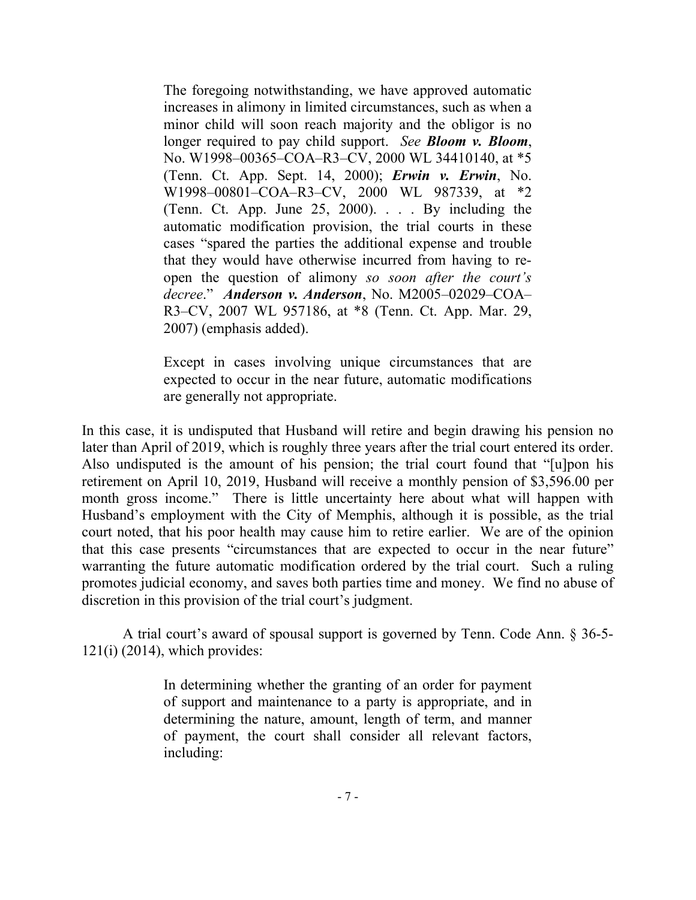> The foregoing notwithstanding, we have approved automatic increases in alimony in limited circumstances, such as when a minor child will soon reach majority and the obligor is no longer required to pay child support. *See* ***Bloom v. Bloom***, No. W1998–00365–COA–R3–CV, 2000 WL 34410140, at \*5 (Tenn. Ct. App. Sept. 14, 2000); ***Erwin v. Erwin***, No. W1998–00801–COA–R3–CV, 2000 WL 987339, at \*2 (Tenn. Ct. App. June 25, 2000). . . . By including the automatic modification provision, the trial courts in these cases "spared the parties the additional expense and trouble that they would have otherwise incurred from having to re-open the question of alimony *so soon after the court's decree*." ***Anderson v. Anderson***, No. M2005–02029–COA–R3–CV, 2007 WL 957186, at \*8 (Tenn. Ct. App. Mar. 29, 2007) (emphasis added).
>
> Except in cases involving unique circumstances that are expected to occur in the near future, automatic modifications are generally not appropriate.

In this case, it is undisputed that Husband will retire and begin drawing his pension no later than April of 2019, which is roughly three years after the trial court entered its order. Also undisputed is the amount of his pension; the trial court found that "[u]pon his retirement on April 10, 2019, Husband will receive a monthly pension of $3,596.00 per month gross income." There is little uncertainty here about what will happen with Husband's employment with the City of Memphis, although it is possible, as the trial court noted, that his poor health may cause him to retire earlier. We are of the opinion that this case presents "circumstances that are expected to occur in the near future" warranting the future automatic modification ordered by the trial court. Such a ruling promotes judicial economy, and saves both parties time and money. We find no abuse of discretion in this provision of the trial court's judgment.

A trial court's award of spousal support is governed by Tenn. Code Ann. § 36-5-121(i) (2014), which provides:

> In determining whether the granting of an order for payment of support and maintenance to a party is appropriate, and in determining the nature, amount, length of term, and manner of payment, the court shall consider all relevant factors, including: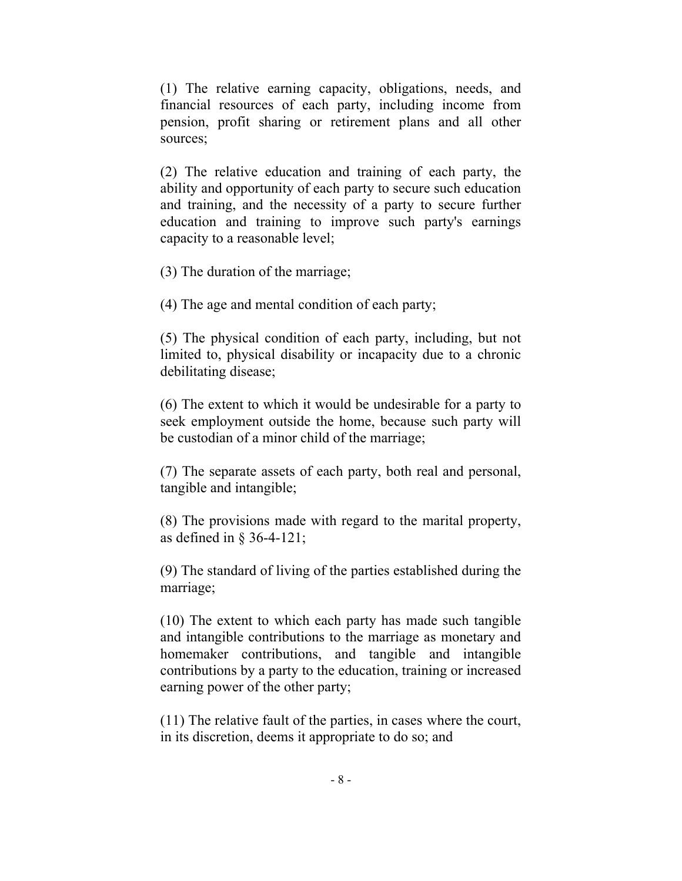(1) The relative earning capacity, obligations, needs, and financial resources of each party, including income from pension, profit sharing or retirement plans and all other sources;

(2) The relative education and training of each party, the ability and opportunity of each party to secure such education and training, and the necessity of a party to secure further education and training to improve such party's earnings capacity to a reasonable level;

(3) The duration of the marriage;

(4) The age and mental condition of each party;

(5) The physical condition of each party, including, but not limited to, physical disability or incapacity due to a chronic debilitating disease;

(6) The extent to which it would be undesirable for a party to seek employment outside the home, because such party will be custodian of a minor child of the marriage;

(7) The separate assets of each party, both real and personal, tangible and intangible;

(8) The provisions made with regard to the marital property, as defined in § 36-4-121;

(9) The standard of living of the parties established during the marriage;

(10) The extent to which each party has made such tangible and intangible contributions to the marriage as monetary and homemaker contributions, and tangible and intangible contributions by a party to the education, training or increased earning power of the other party;

(11) The relative fault of the parties, in cases where the court, in its discretion, deems it appropriate to do so; and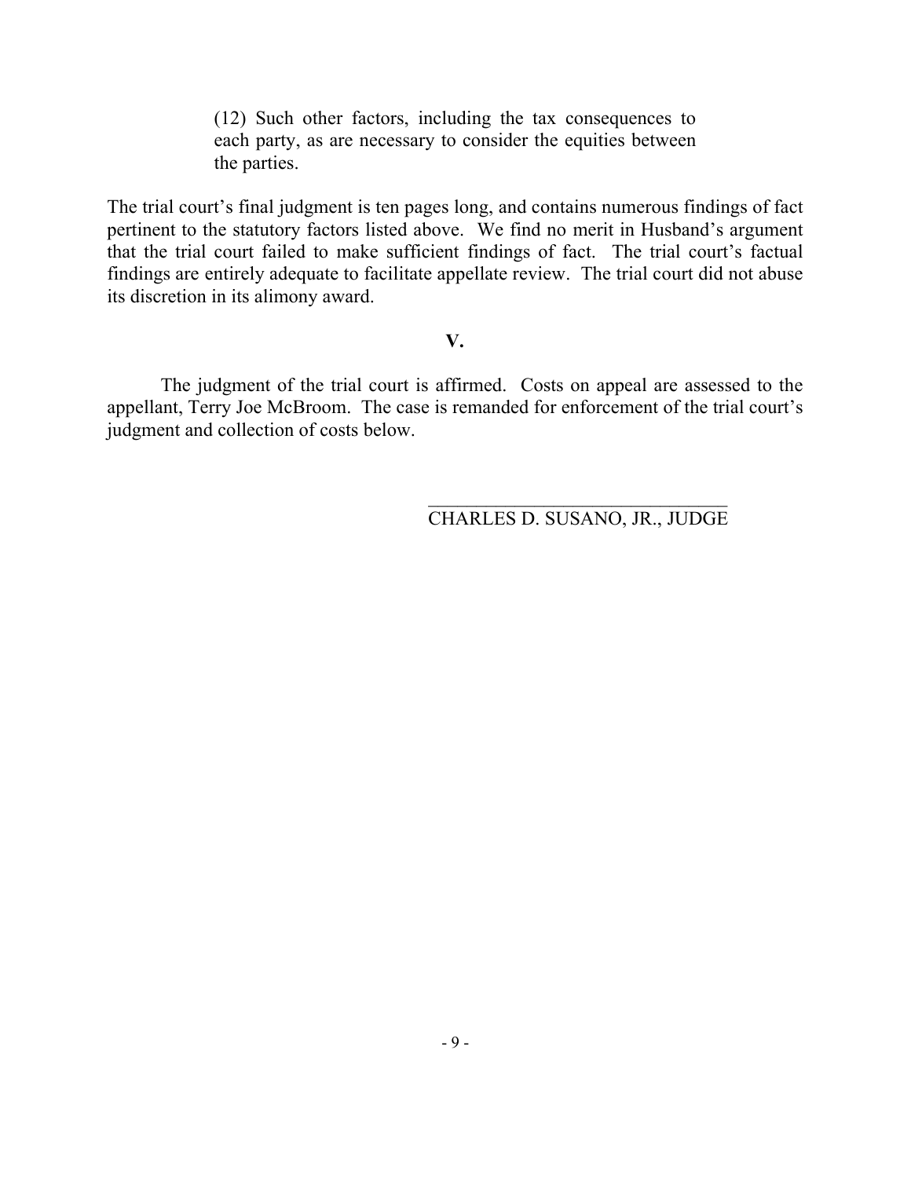> (12) Such other factors, including the tax consequences to each party, as are necessary to consider the equities between the parties.

The trial court's final judgment is ten pages long, and contains numerous findings of fact pertinent to the statutory factors listed above. We find no merit in Husband's argument that the trial court failed to make sufficient findings of fact. The trial court's factual findings are entirely adequate to facilitate appellate review. The trial court did not abuse its discretion in its alimony award.

## V.

The judgment of the trial court is affirmed. Costs on appeal are assessed to the appellant, Terry Joe McBroom. The case is remanded for enforcement of the trial court's judgment and collection of costs below.

\_\_\_\_\_\_\_\_\_\_\_\_\_\_\_\_\_\_\_\_\_\_\_\_\_\_\_\_\_\_\_\_\_\_
CHARLES D. SUSANO, JR., JUDGE